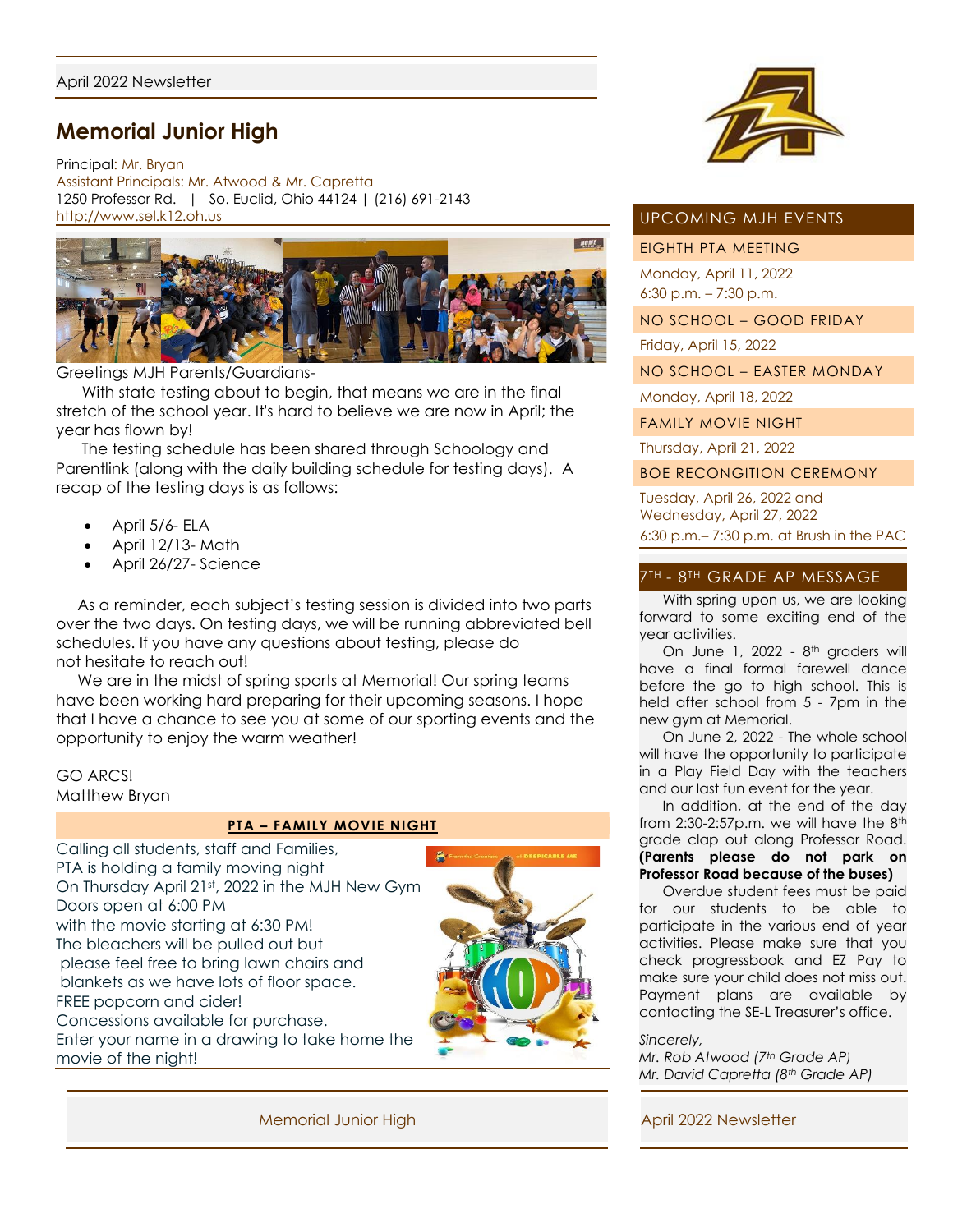April 2022 Newsletter

# Memorial Junior High

Principal: Mr. Bryan
Assistant Principals: Mr. Atwood & Mr. Capretta
1250 Professor Rd. | So. Euclid, Ohio 44124 | (216) 691-2143
http://www.sel.k12.oh.us

Greetings MJH Parents/Guardians-

With state testing about to begin, that means we are in the final stretch of the school year. It's hard to believe we are now in April; the year has flown by!

The testing schedule has been shared through Schoology and Parentlink (along with the daily building schedule for testing days). A recap of the testing days is as follows:

- April 5/6- ELA
- April 12/13- Math
- April 26/27- Science

As a reminder, each subject's testing session is divided into two parts over the two days. On testing days, we will be running abbreviated bell schedules. If you have any questions about testing, please do not hesitate to reach out!

We are in the midst of spring sports at Memorial! Our spring teams have been working hard preparing for their upcoming seasons. I hope that I have a chance to see you at some of our sporting events and the opportunity to enjoy the warm weather!

GO ARCS!
Matthew Bryan

## PTA – FAMILY MOVIE NIGHT

Calling all students, staff and Families,
PTA is holding a family moving night
On Thursday April 21st, 2022 in the MJH New Gym
Doors open at 6:00 PM
with the movie starting at 6:30 PM!
The bleachers will be pulled out but please feel free to bring lawn chairs and blankets as we have lots of floor space.
FREE popcorn and cider!
Concessions available for purchase.
Enter your name in a drawing to take home the movie of the night!

## UPCOMING MJH EVENTS

**EIGHTH PTA MEETING**
Monday, April 11, 2022
6:30 p.m. – 7:30 p.m.

**NO SCHOOL – GOOD FRIDAY**
Friday, April 15, 2022

**NO SCHOOL – EASTER MONDAY**
Monday, April 18, 2022

**FAMILY MOVIE NIGHT**
Thursday, April 21, 2022

**BOE RECONGITION CEREMONY**
Tuesday, April 26, 2022 and Wednesday, April 27, 2022
6:30 p.m.– 7:30 p.m. at Brush in the PAC

## 7TH - 8TH GRADE AP MESSAGE

With spring upon us, we are looking forward to some exciting end of the year activities.

On June 1, 2022 - 8th graders will have a final formal farewell dance before the go to high school. This is held after school from 5 - 7pm in the new gym at Memorial.

On June 2, 2022 - The whole school will have the opportunity to participate in a Play Field Day with the teachers and our last fun event for the year.

In addition, at the end of the day from 2:30-2:57p.m. we will have the 8th grade clap out along Professor Road. **(Parents please do not park on Professor Road because of the buses)**

Overdue student fees must be paid for our students to be able to participate in the various end of year activities. Please make sure that you check progressbook and EZ Pay to make sure your child does not miss out. Payment plans are available by contacting the SE-L Treasurer's office.

*Sincerely,*
*Mr. Rob Atwood (7th Grade AP)*
*Mr. David Capretta (8th Grade AP)*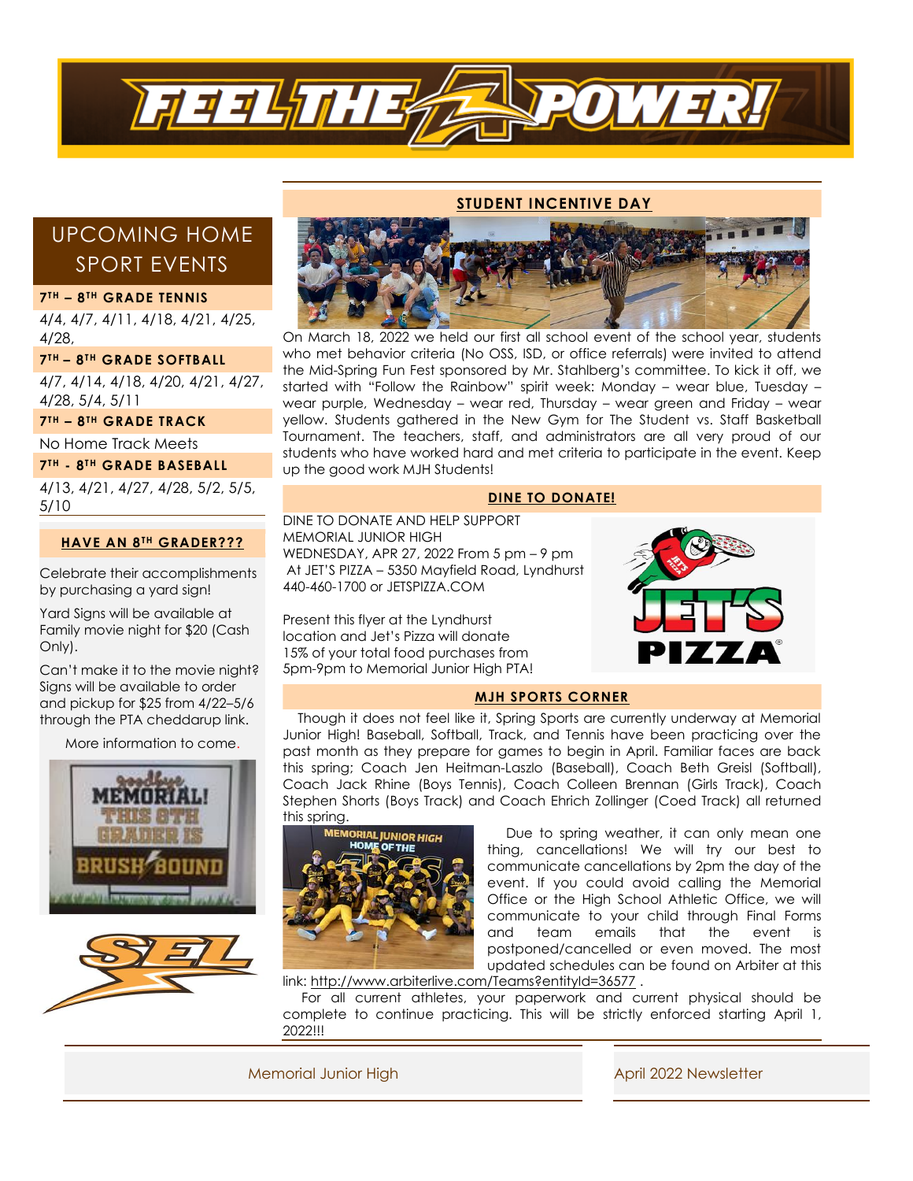# FEEL THE POWER!

## UPCOMING HOME SPORT EVENTS

### 7TH – 8TH GRADE TENNIS

4/4, 4/7, 4/11, 4/18, 4/21, 4/25, 4/28,

### 7TH – 8TH GRADE SOFTBALL

4/7, 4/14, 4/18, 4/20, 4/21, 4/27, 4/28, 5/4, 5/11

### 7TH – 8TH GRADE TRACK

No Home Track Meets

### 7TH - 8TH GRADE BASEBALL

4/13, 4/21, 4/27, 4/28, 5/2, 5/5, 5/10

### HAVE AN 8TH GRADER???

Celebrate their accomplishments by purchasing a yard sign!

Yard Signs will be available at Family movie night for $20 (Cash Only).

Can't make it to the movie night? Signs will be available to order and pickup for $25 from 4/22–5/6 through the PTA cheddarup link.

More information to come.

## STUDENT INCENTIVE DAY

On March 18, 2022 we held our first all school event of the school year, students who met behavior criteria (No OSS, ISD, or office referrals) were invited to attend the Mid-Spring Fun Fest sponsored by Mr. Stahlberg's committee. To kick it off, we started with "Follow the Rainbow" spirit week: Monday – wear blue, Tuesday – wear purple, Wednesday – wear red, Thursday – wear green and Friday – wear yellow. Students gathered in the New Gym for The Student vs. Staff Basketball Tournament. The teachers, staff, and administrators are all very proud of our students who have worked hard and met criteria to participate in the event. Keep up the good work MJH Students!

## DINE TO DONATE!

DINE TO DONATE AND HELP SUPPORT MEMORIAL JUNIOR HIGH
WEDNESDAY, APR 27, 2022 From 5 pm – 9 pm
At JET'S PIZZA – 5350 Mayfield Road, Lyndhurst
440-460-1700 or JETSPIZZA.COM

Present this flyer at the Lyndhurst location and Jet's Pizza will donate 15% of your total food purchases from 5pm-9pm to Memorial Junior High PTA!

## MJH SPORTS CORNER

Though it does not feel like it, Spring Sports are currently underway at Memorial Junior High! Baseball, Softball, Track, and Tennis have been practicing over the past month as they prepare for games to begin in April. Familiar faces are back this spring; Coach Jen Heitman-Laszlo (Baseball), Coach Beth Greisl (Softball), Coach Jack Rhine (Boys Tennis), Coach Colleen Brennan (Girls Track), Coach Stephen Shorts (Boys Track) and Coach Ehrich Zollinger (Coed Track) all returned this spring.

Due to spring weather, it can only mean one thing, cancellations! We will try our best to communicate cancellations by 2pm the day of the event. If you could avoid calling the Memorial Office or the High School Athletic Office, we will communicate to your child through Final Forms and team emails that the event is postponed/cancelled or even moved. The most updated schedules can be found on Arbiter at this link: http://www.arbiterlive.com/Teams?entityId=36577 .

For all current athletes, your paperwork and current physical should be complete to continue practicing. This will be strictly enforced starting April 1, 2022!!!